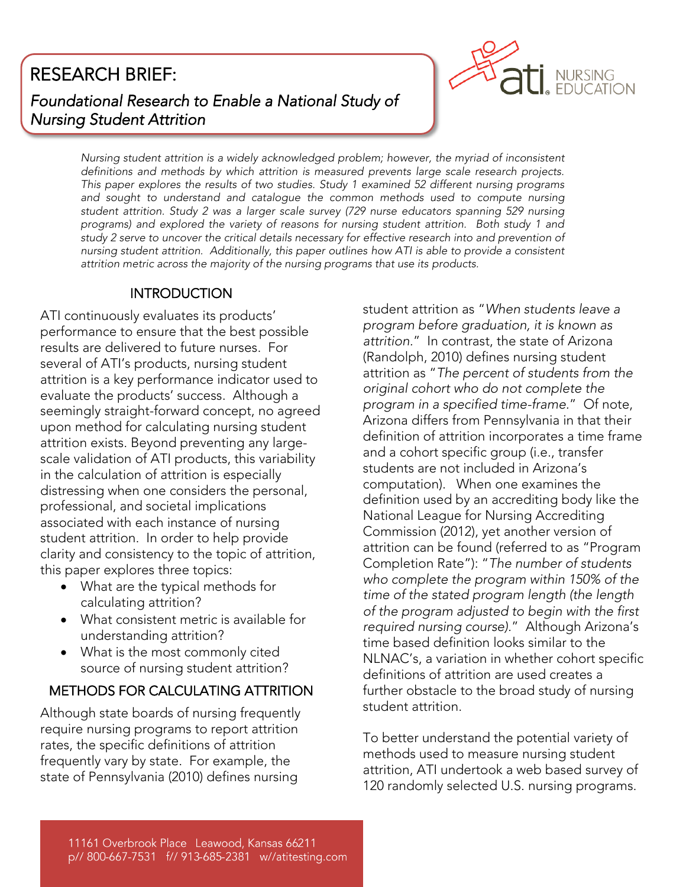# RESEARCH BRIEF:

## *Foundational Research to Enable a National Study of Nursing Student Attrition*

*Nursing student attrition is a widely acknowledged problem; however, the myriad of inconsistent definitions and methods by which attrition is measured prevents large scale research projects. This paper explores the results of two studies. Study 1 examined 52 different nursing programs and sought to understand and catalogue the common methods used to compute nursing student attrition. Study 2 was a larger scale survey (729 nurse educators spanning 529 nursing programs) and explored the variety of reasons for nursing student attrition. Both study 1 and study 2 serve to uncover the critical details necessary for effective research into and prevention of nursing student attrition. Additionally, this paper outlines how ATI is able to provide a consistent attrition metric across the majority of the nursing programs that use its products.*

### INTRODUCTION

ATI continuously evaluates its products' performance to ensure that the best possible results are delivered to future nurses. For several of ATI's products, nursing student attrition is a key performance indicator used to evaluate the products' success. Although a seemingly straight-forward concept, no agreed upon method for calculating nursing student attrition exists. Beyond preventing any large-scale validation of ATI products, this variability in the calculation of attrition is especially distressing when one considers the personal, professional, and societal implications associated with each instance of nursing student attrition. In order to help provide clarity and consistency to the topic of attrition, this paper explores three topics:

- What are the typical methods for calculating attrition?
- What consistent metric is available for understanding attrition?
- What is the most commonly cited source of nursing student attrition?

### METHODS FOR CALCULATING ATTRITION

Although state boards of nursing frequently require nursing programs to report attrition rates, the specific definitions of attrition frequently vary by state. For example, the state of Pennsylvania (2010) defines nursing student attrition as "*When students leave a program before graduation, it is known as attrition.*" In contrast, the state of Arizona (Randolph, 2010) defines nursing student attrition as "*The percent of students from the original cohort who do not complete the program in a specified time-frame.*" Of note, Arizona differs from Pennsylvania in that their definition of attrition incorporates a time frame and a cohort specific group (i.e., transfer students are not included in Arizona's computation). When one examines the definition used by an accrediting body like the National League for Nursing Accrediting Commission (2012), yet another version of attrition can be found (referred to as "Program Completion Rate"): "*The number of students who complete the program within 150% of the time of the stated program length (the length of the program adjusted to begin with the first required nursing course).*" Although Arizona's time based definition looks similar to the NLNAC's, a variation in whether cohort specific definitions of attrition are used creates a further obstacle to the broad study of nursing student attrition.

To better understand the potential variety of methods used to measure nursing student attrition, ATI undertook a web based survey of 120 randomly selected U.S. nursing programs.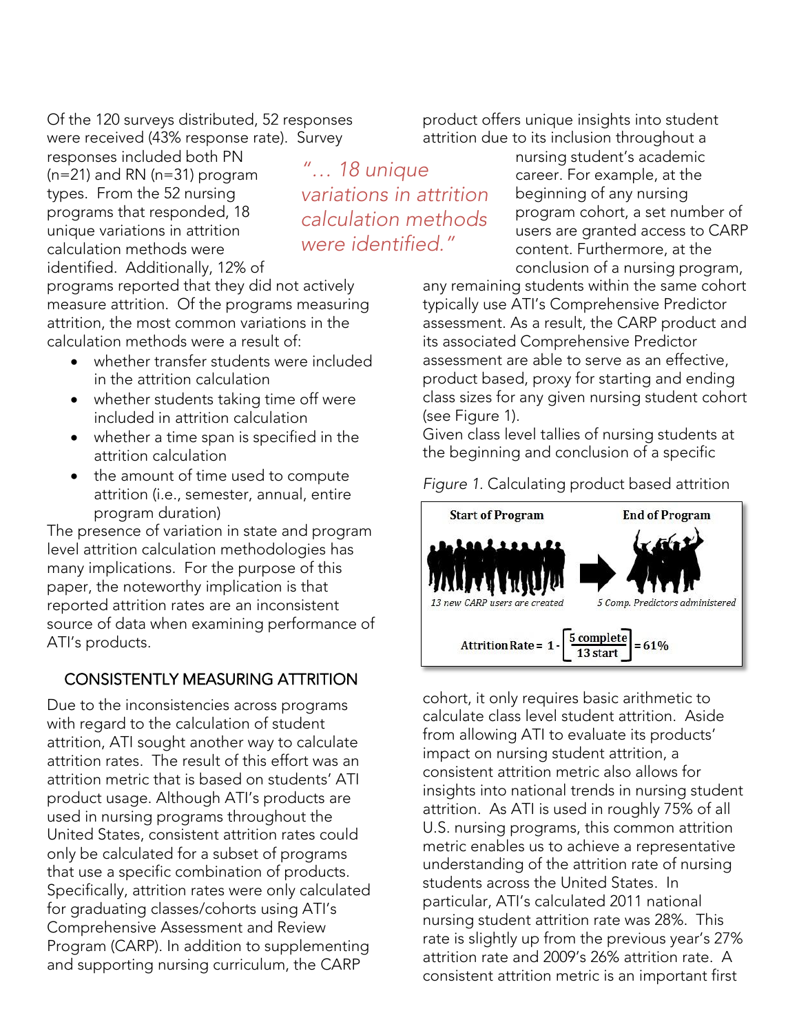Of the 120 surveys distributed, 52 responses were received (43% response rate). Survey responses included both PN (n=21) and RN (n=31) program types. From the 52 nursing programs that responded, 18 unique variations in attrition calculation methods were identified. Additionally, 12% of programs reported that they did not actively measure attrition. Of the programs measuring attrition, the most common variations in the calculation methods were a result of:

- whether transfer students were included in the attrition calculation
- whether students taking time off were included in attrition calculation
- whether a time span is specified in the attrition calculation
- the amount of time used to compute attrition (i.e., semester, annual, entire program duration)

*"… 18 unique variations in attrition calculation methods were identified."*

The presence of variation in state and program level attrition calculation methodologies has many implications. For the purpose of this paper, the noteworthy implication is that reported attrition rates are an inconsistent source of data when examining performance of ATI's products.

## CONSISTENTLY MEASURING ATTRITION

Due to the inconsistencies across programs with regard to the calculation of student attrition, ATI sought another way to calculate attrition rates. The result of this effort was an attrition metric that is based on students' ATI product usage. Although ATI's products are used in nursing programs throughout the United States, consistent attrition rates could only be calculated for a subset of programs that use a specific combination of products. Specifically, attrition rates were only calculated for graduating classes/cohorts using ATI's Comprehensive Assessment and Review Program (CARP). In addition to supplementing and supporting nursing curriculum, the CARP product offers unique insights into student attrition due to its inclusion throughout a nursing student's academic career. For example, at the beginning of any nursing program cohort, a set number of users are granted access to CARP content. Furthermore, at the conclusion of a nursing program, any remaining students within the same cohort typically use ATI's Comprehensive Predictor assessment. As a result, the CARP product and its associated Comprehensive Predictor assessment are able to serve as an effective, product based, proxy for starting and ending class sizes for any given nursing student cohort (see Figure 1).

*Figure 1.* Calculating product based attrition

Start of Program

13 new CARP users are created

End of Program

5 Comp. Predictors administered

$$\text{Attrition Rate} = 1 - \left[\frac{5 \text{ complete}}{13 \text{ start}}\right] = 61\%$$

Given class level tallies of nursing students at the beginning and conclusion of a specific cohort, it only requires basic arithmetic to calculate class level student attrition. Aside from allowing ATI to evaluate its products' impact on nursing student attrition, a consistent attrition metric also allows for insights into national trends in nursing student attrition. As ATI is used in roughly 75% of all U.S. nursing programs, this common attrition metric enables us to achieve a representative understanding of the attrition rate of nursing students across the United States. In particular, ATI's calculated 2011 national nursing student attrition rate was 28%. This rate is slightly up from the previous year's 27% attrition rate and 2009's 26% attrition rate. A consistent attrition metric is an important first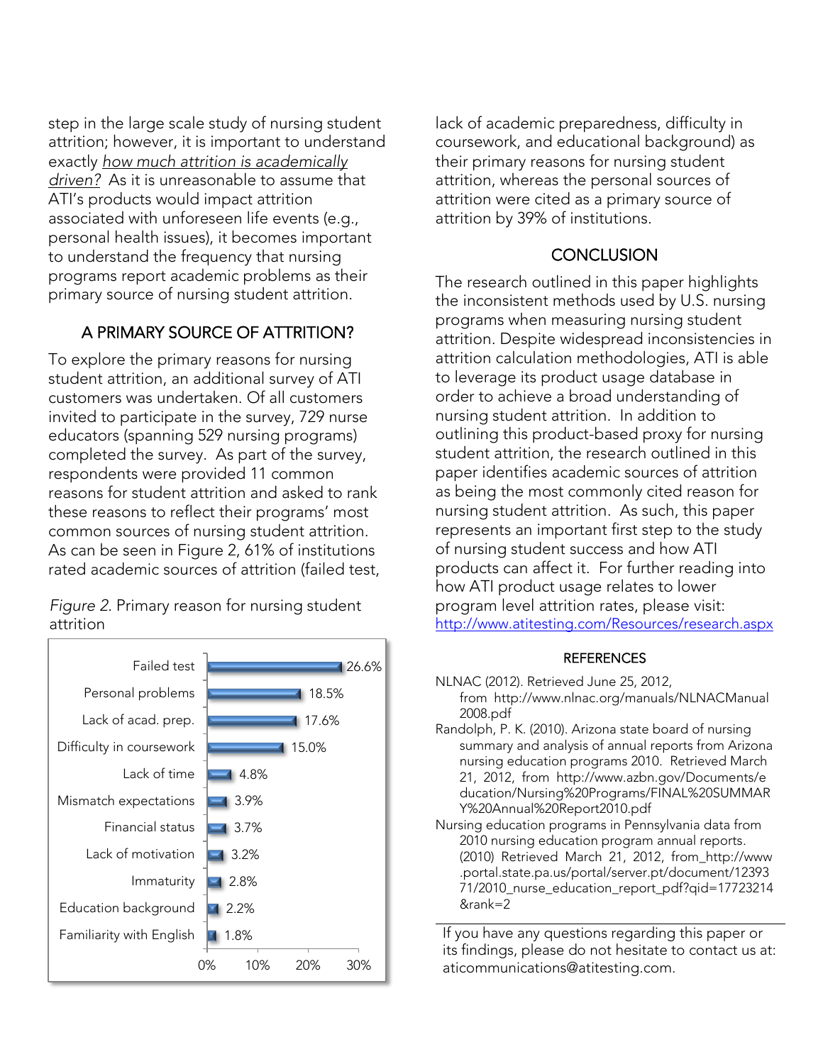step in the large scale study of nursing student attrition; however, it is important to understand exactly *how much attrition is academically driven?* As it is unreasonable to assume that ATI's products would impact attrition associated with unforeseen life events (e.g., personal health issues), it becomes important to understand the frequency that nursing programs report academic problems as their primary source of nursing student attrition.

## A PRIMARY SOURCE OF ATTRITION?

To explore the primary reasons for nursing student attrition, an additional survey of ATI customers was undertaken. Of all customers invited to participate in the survey, 729 nurse educators (spanning 529 nursing programs) completed the survey. As part of the survey, respondents were provided 11 common reasons for student attrition and asked to rank these reasons to reflect their programs' most common sources of nursing student attrition. As can be seen in Figure 2, 61% of institutions rated academic sources of attrition (failed test, lack of academic preparedness, difficulty in coursework, and educational background) as their primary reasons for nursing student attrition, whereas the personal sources of attrition were cited as a primary source of attrition by 39% of institutions.

*Figure 2.* Primary reason for nursing student attrition

Failed test 26.6%
Personal problems 18.5%
Lack of acad. prep. 17.6%
Difficulty in coursework 15.0%
Lack of time 4.8%
Mismatch expectations 3.9%
Financial status 3.7%
Lack of motivation 3.2%
Immaturity 2.8%
Education background 2.2%
Familiarity with English 1.8%

0% 10% 20% 30%

## CONCLUSION

The research outlined in this paper highlights the inconsistent methods used by U.S. nursing programs when measuring nursing student attrition. Despite widespread inconsistencies in attrition calculation methodologies, ATI is able to leverage its product usage database in order to achieve a broad understanding of nursing student attrition. In addition to outlining this product-based proxy for nursing student attrition, the research outlined in this paper identifies academic sources of attrition as being the most commonly cited reason for nursing student attrition. As such, this paper represents an important first step to the study of nursing student success and how ATI products can affect it. For further reading into how ATI product usage relates to lower program level attrition rates, please visit: http://www.atitesting.com/Resources/research.aspx

### REFERENCES

NLNAC (2012). Retrieved June 25, 2012, from http://www.nlnac.org/manuals/NLNACManual2008.pdf

Randolph, P. K. (2010). Arizona state board of nursing summary and analysis of annual reports from Arizona nursing education programs 2010. Retrieved March 21, 2012, from http://www.azbn.gov/Documents/education/Nursing%20Programs/FINAL%20SUMMARY%20Annual%20Report2010.pdf

Nursing education programs in Pennsylvania data from 2010 nursing education program annual reports. (2010) Retrieved March 21, 2012, from http://www.portal.state.pa.us/portal/server.pt/document/1239371/2010_nurse_education_report_pdf?qid=17723214&rank=2

---

If you have any questions regarding this paper or its findings, please do not hesitate to contact us at: aticommunications@atitesting.com.